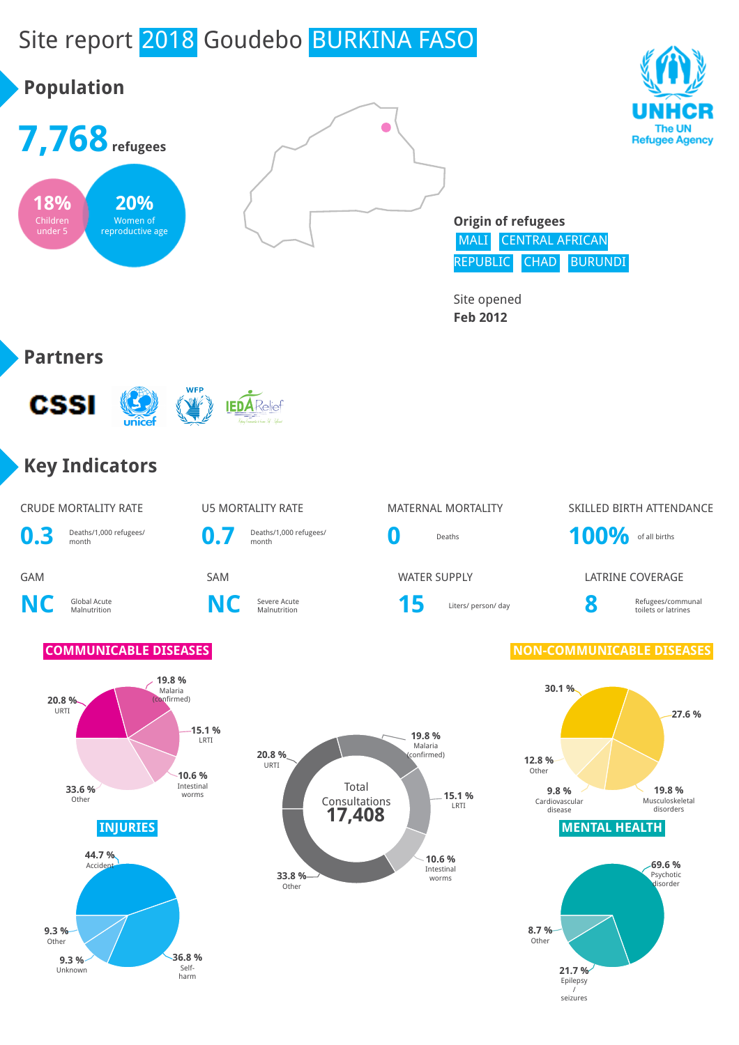# Site report 2018 Goudebo BURKINA FASO

UNHCR
The UN Refugee Agency

## Population

**7,768** refugees

**18%** Children under 5

**20%** Women of reproductive age

**Origin of refugees**
MALI | CENTRAL AFRICAN REPUBLIC | CHAD | BURUNDI

Site opened
**Feb 2012**

## Partners

CSSI, unicef, WFP, IEDA Relief

## Key Indicators

| CRUDE MORTALITY RATE | U5 MORTALITY RATE | MATERNAL MORTALITY | SKILLED BIRTH ATTENDANCE |
|---|---|---|---|
| **0.3** Deaths/1,000 refugees/ month | **0.7** Deaths/1,000 refugees/ month | **0** Deaths | **100%** of all births |

| GAM | SAM | WATER SUPPLY | LATRINE COVERAGE |
|---|---|---|---|
| **NC** Global Acute Malnutrition | **NC** Severe Acute Malnutrition | **15** Liters/ person/ day | **8** Refugees/communal toilets or latrines |

### COMMUNICABLE DISEASES

- 20.8 % URTI
- 19.8 % Malaria (confirmed)
- 15.1 % LRTI
- 10.6 % Intestinal worms
- 33.6 % Other

### Total Consultations 17,408

- 20.8 % URTI
- 19.8 % Malaria (confirmed)
- 15.1 % LRTI
- 10.6 % Intestinal worms
- 33.8 % Other

### NON-COMMUNICABLE DISEASES

- 30.1 %
- 27.6 %
- 19.8 % Musculoskeletal disorders
- 9.8 % Cardiovascular disease
- 12.8 % Other

### INJURIES

- 44.7 % Accident
- 36.8 % Self-harm
- 9.3 % Unknown
- 9.3 % Other

### MENTAL HEALTH

- 69.6 % Psychotic disorder
- 21.7 % Epilepsy / seizures
- 8.7 % Other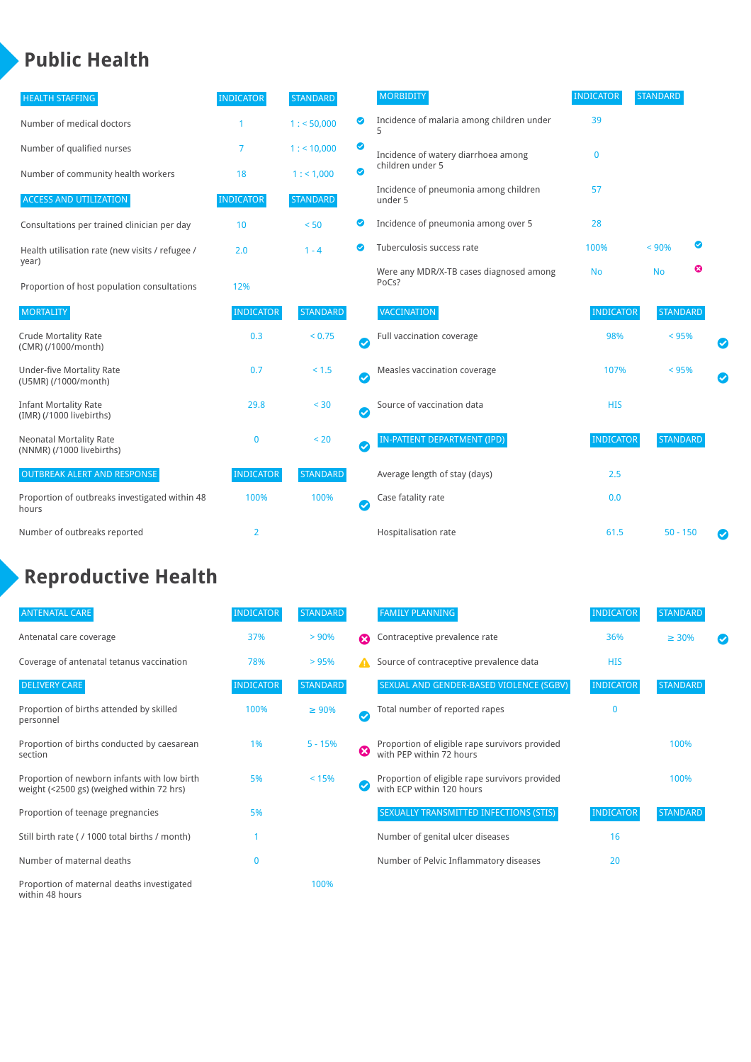# Public Health

| HEALTH STAFFING | INDICATOR | STANDARD | |
|---|---|---|---|
| Number of medical doctors | 1 | 1 : < 50,000 | ✔ |
| Number of qualified nurses | 7 | 1 : < 10,000 | ✔ |
| Number of community health workers | 18 | 1 : < 1,000 | ✔ |

| ACCESS AND UTILIZATION | INDICATOR | STANDARD | |
|---|---|---|---|
| Consultations per trained clinician per day | 10 | < 50 | ✔ |
| Health utilisation rate (new visits / refugee / year) | 2.0 | 1 - 4 | ✔ |
| Proportion of host population consultations | 12% | | |

| MORTALITY | INDICATOR | STANDARD | |
|---|---|---|---|
| Crude Mortality Rate (CMR) (/1000/month) | 0.3 | < 0.75 | ✔ |
| Under-five Mortality Rate (U5MR) (/1000/month) | 0.7 | < 1.5 | ✔ |
| Infant Mortality Rate (IMR) (/1000 livebirths) | 29.8 | < 30 | ✔ |
| Neonatal Mortality Rate (NNMR) (/1000 livebirths) | 0 | < 20 | ✔ |

| OUTBREAK ALERT AND RESPONSE | INDICATOR | STANDARD | |
|---|---|---|---|
| Proportion of outbreaks investigated within 48 hours | 100% | 100% | ✔ |
| Number of outbreaks reported | 2 | | |

| MORBIDITY | INDICATOR | STANDARD | |
|---|---|---|---|
| Incidence of malaria among children under 5 | 39 | | |
| Incidence of watery diarrhoea among children under 5 | 0 | | |
| Incidence of pneumonia among children under 5 | 57 | | |
| Incidence of pneumonia among over 5 | 28 | | |
| Tuberculosis success rate | 100% | < 90% | ✔ |
| Were any MDR/X-TB cases diagnosed among PoCs? | No | No | ✖ |

| VACCINATION | INDICATOR | STANDARD | |
|---|---|---|---|
| Full vaccination coverage | 98% | < 95% | ✔ |
| Measles vaccination coverage | 107% | < 95% | ✔ |
| Source of vaccination data | HIS | | |

| IN-PATIENT DEPARTMENT (IPD) | INDICATOR | STANDARD | |
|---|---|---|---|
| Average length of stay (days) | 2.5 | | |
| Case fatality rate | 0.0 | | |
| Hospitalisation rate | 61.5 | 50 - 150 | ✔ |

# Reproductive Health

| ANTENATAL CARE | INDICATOR | STANDARD | |
|---|---|---|---|
| Antenatal care coverage | 37% | > 90% | ✖ |
| Coverage of antenatal tetanus vaccination | 78% | > 95% | ⚠ |

| DELIVERY CARE | INDICATOR | STANDARD | |
|---|---|---|---|
| Proportion of births attended by skilled personnel | 100% | ≥ 90% | ✔ |
| Proportion of births conducted by caesarean section | 1% | 5 - 15% | ✖ |
| Proportion of newborn infants with low birth weight (<2500 gs) (weighed within 72 hrs) | 5% | < 15% | ✔ |
| Proportion of teenage pregnancies | 5% | | |
| Still birth rate ( / 1000 total births / month) | 1 | | |
| Number of maternal deaths | 0 | | |
| Proportion of maternal deaths investigated within 48 hours | | 100% | |

| FAMILY PLANNING | INDICATOR | STANDARD | |
|---|---|---|---|
| Contraceptive prevalence rate | 36% | ≥ 30% | ✔ |
| Source of contraceptive prevalence data | HIS | | |

| SEXUAL AND GENDER-BASED VIOLENCE (SGBV) | INDICATOR | STANDARD |
|---|---|---|
| Total number of reported rapes | 0 | |
| Proportion of eligible rape survivors provided with PEP within 72 hours | | 100% |
| Proportion of eligible rape survivors provided with ECP within 120 hours | | 100% |

| SEXUALLY TRANSMITTED INFECTIONS (STIS) | INDICATOR | STANDARD |
|---|---|---|
| Number of genital ulcer diseases | 16 | |
| Number of Pelvic Inflammatory diseases | 20 | |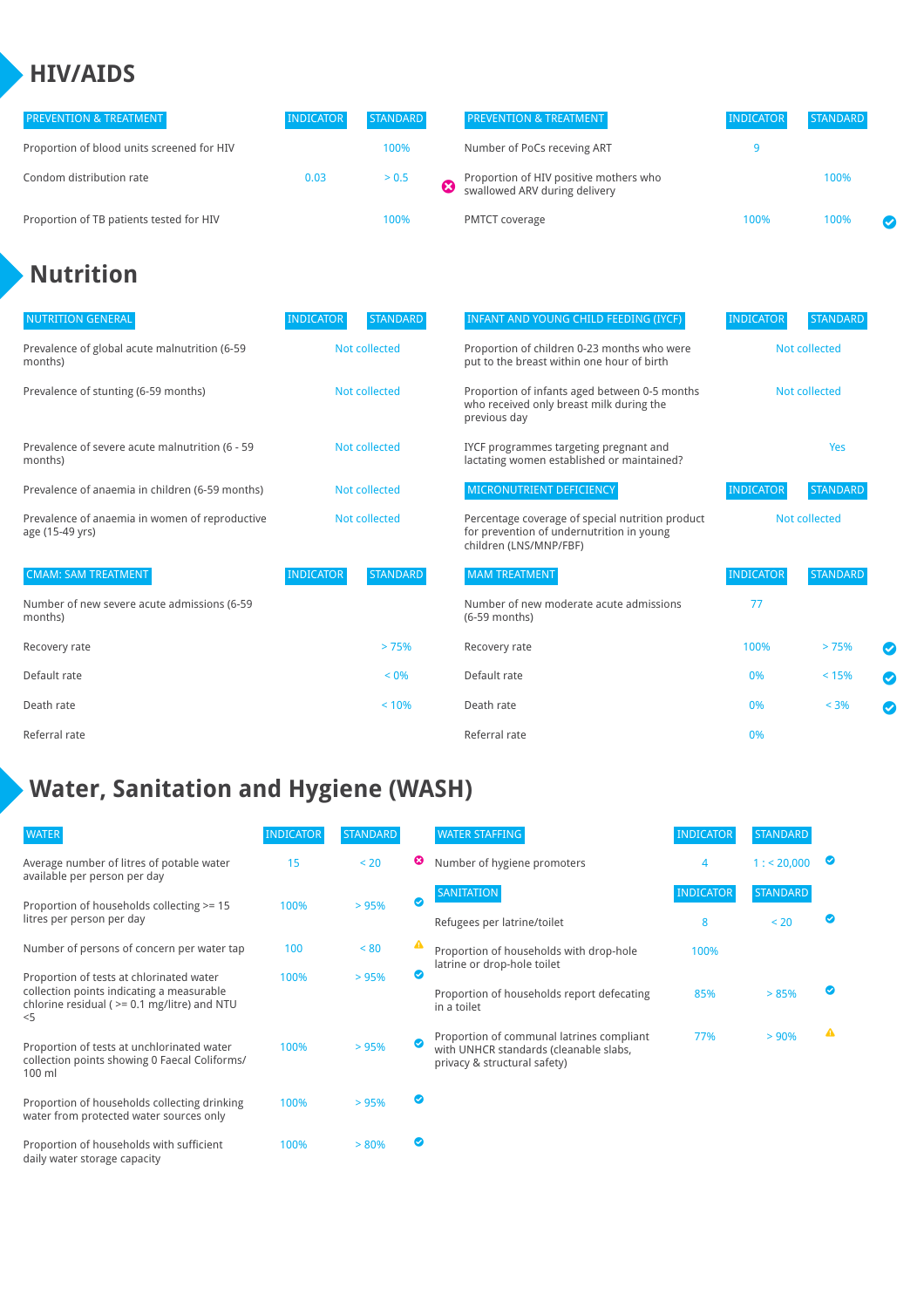# HIV/AIDS

| PREVENTION & TREATMENT | INDICATOR | STANDARD | |
|---|---|---|---|
| Proportion of blood units screened for HIV | | 100% | |
| Condom distribution rate | 0.03 | > 0.5 | ✗ |
| Proportion of TB patients tested for HIV | | 100% | |

| PREVENTION & TREATMENT | INDICATOR | STANDARD | |
|---|---|---|---|
| Number of PoCs receving ART | 9 | | |
| Proportion of HIV positive mothers who swallowed ARV during delivery | | 100% | |
| PMTCT coverage | 100% | 100% | ✓ |

# Nutrition

| NUTRITION GENERAL | INDICATOR | STANDARD |
|---|---|---|
| Prevalence of global acute malnutrition (6-59 months) | Not collected | |
| Prevalence of stunting (6-59 months) | Not collected | |
| Prevalence of severe acute malnutrition (6 - 59 months) | Not collected | |
| Prevalence of anaemia in children (6-59 months) | Not collected | |
| Prevalence of anaemia in women of reproductive age (15-49 yrs) | Not collected | |

| INFANT AND YOUNG CHILD FEEDING (IYCF) | INDICATOR | STANDARD |
|---|---|---|
| Proportion of children 0-23 months who were put to the breast within one hour of birth | Not collected | |
| Proportion of infants aged between 0-5 months who received only breast milk during the previous day | Not collected | |
| IYCF programmes targeting pregnant and lactating women established or maintained? | | Yes |

| MICRONUTRIENT DEFICIENCY | INDICATOR | STANDARD |
|---|---|---|
| Percentage coverage of special nutrition product for prevention of undernutrition in young children (LNS/MNP/FBF) | Not collected | |

| CMAM: SAM TREATMENT | INDICATOR | STANDARD |
|---|---|---|
| Number of new severe acute admissions (6-59 months) | | |
| Recovery rate | | > 75% |
| Default rate | | < 0% |
| Death rate | | < 10% |
| Referral rate | | |

| MAM TREATMENT | INDICATOR | STANDARD | |
|---|---|---|---|
| Number of new moderate acute admissions (6-59 months) | 77 | | |
| Recovery rate | 100% | > 75% | ✓ |
| Default rate | 0% | < 15% | ✓ |
| Death rate | 0% | < 3% | ✓ |
| Referral rate | 0% | | |

# Water, Sanitation and Hygiene (WASH)

| WATER | INDICATOR | STANDARD | |
|---|---|---|---|
| Average number of litres of potable water available per person per day | 15 | < 20 | ✗ |
| Proportion of households collecting >= 15 litres per person per day | 100% | > 95% | ✓ |
| Number of persons of concern per water tap | 100 | < 80 | ⚠ |
| Proportion of tests at chlorinated water collection points indicating a measurable chlorine residual ( >= 0.1 mg/litre) and NTU <5 | 100% | > 95% | ✓ |
| Proportion of tests at unchlorinated water collection points showing 0 Faecal Coliforms/ 100 ml | 100% | > 95% | ✓ |
| Proportion of households collecting drinking water from protected water sources only | 100% | > 95% | ✓ |
| Proportion of households with sufficient daily water storage capacity | 100% | > 80% | ✓ |

| WATER STAFFING | INDICATOR | STANDARD | |
|---|---|---|---|
| Number of hygiene promoters | 4 | 1 : < 20,000 | ✓ |

| SANITATION | INDICATOR | STANDARD | |
|---|---|---|---|
| Refugees per latrine/toilet | 8 | < 20 | ✓ |
| Proportion of households with drop-hole latrine or drop-hole toilet | 100% | | |
| Proportion of households report defecating in a toilet | 85% | > 85% | ✓ |
| Proportion of communal latrines compliant with UNHCR standards (cleanable slabs, privacy & structural safety) | 77% | > 90% | ⚠ |